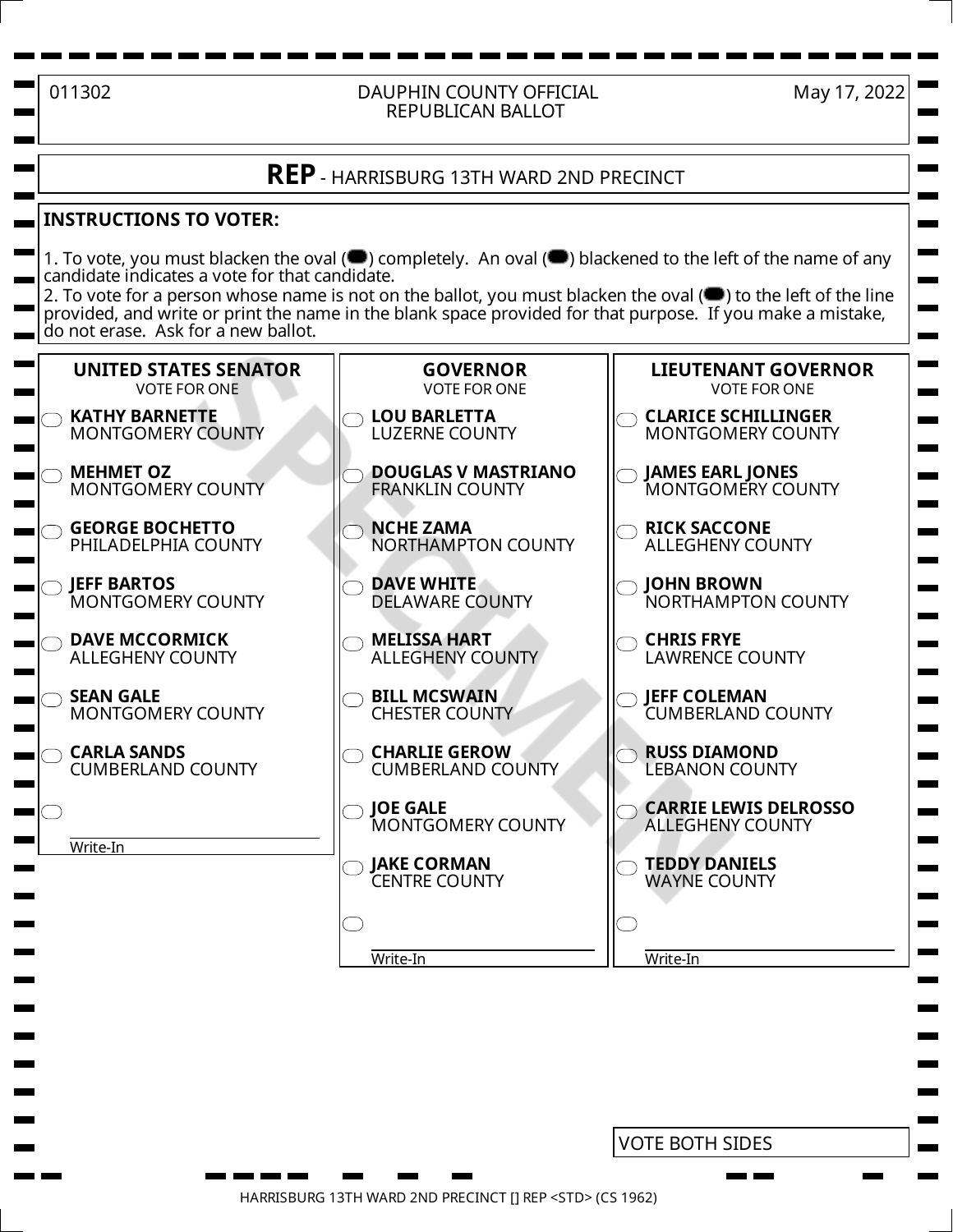011302

DAUPHIN COUNTY OFFICIAL
REPUBLICAN BALLOT

May 17, 2022

# REP - HARRISBURG 13TH WARD 2ND PRECINCT

**INSTRUCTIONS TO VOTER:**

1. To vote, you must blacken the oval (⬬) completely. An oval (⬬) blackened to the left of the name of any candidate indicates a vote for that candidate.
2. To vote for a person whose name is not on the ballot, you must blacken the oval (⬬) to the left of the line provided, and write or print the name in the blank space provided for that purpose. If you make a mistake, do not erase. Ask for a new ballot.

## UNITED STATES SENATOR
VOTE FOR ONE

- ⬭ **KATHY BARNETTE** MONTGOMERY COUNTY
- ⬭ **MEHMET OZ** MONTGOMERY COUNTY
- ⬭ **GEORGE BOCHETTO** PHILADELPHIA COUNTY
- ⬭ **JEFF BARTOS** MONTGOMERY COUNTY
- ⬭ **DAVE MCCORMICK** ALLEGHENY COUNTY
- ⬭ **SEAN GALE** MONTGOMERY COUNTY
- ⬭ **CARLA SANDS** CUMBERLAND COUNTY
- ⬭ ____________ Write-In

## GOVERNOR
VOTE FOR ONE

- ⬭ **LOU BARLETTA** LUZERNE COUNTY
- ⬭ **DOUGLAS V MASTRIANO** FRANKLIN COUNTY
- ⬭ **NCHE ZAMA** NORTHAMPTON COUNTY
- ⬭ **DAVE WHITE** DELAWARE COUNTY
- ⬭ **MELISSA HART** ALLEGHENY COUNTY
- ⬭ **BILL MCSWAIN** CHESTER COUNTY
- ⬭ **CHARLIE GEROW** CUMBERLAND COUNTY
- ⬭ **JOE GALE** MONTGOMERY COUNTY
- ⬭ **JAKE CORMAN** CENTRE COUNTY
- ⬭ ____________ Write-In

## LIEUTENANT GOVERNOR
VOTE FOR ONE

- ⬭ **CLARICE SCHILLINGER** MONTGOMERY COUNTY
- ⬭ **JAMES EARL JONES** MONTGOMERY COUNTY
- ⬭ **RICK SACCONE** ALLEGHENY COUNTY
- ⬭ **JOHN BROWN** NORTHAMPTON COUNTY
- ⬭ **CHRIS FRYE** LAWRENCE COUNTY
- ⬭ **JEFF COLEMAN** CUMBERLAND COUNTY
- ⬭ **RUSS DIAMOND** LEBANON COUNTY
- ⬭ **CARRIE LEWIS DELROSSO** ALLEGHENY COUNTY
- ⬭ **TEDDY DANIELS** WAYNE COUNTY
- ⬭ ____________ Write-In

VOTE BOTH SIDES

HARRISBURG 13TH WARD 2ND PRECINCT [] REP <STD> (CS 1962)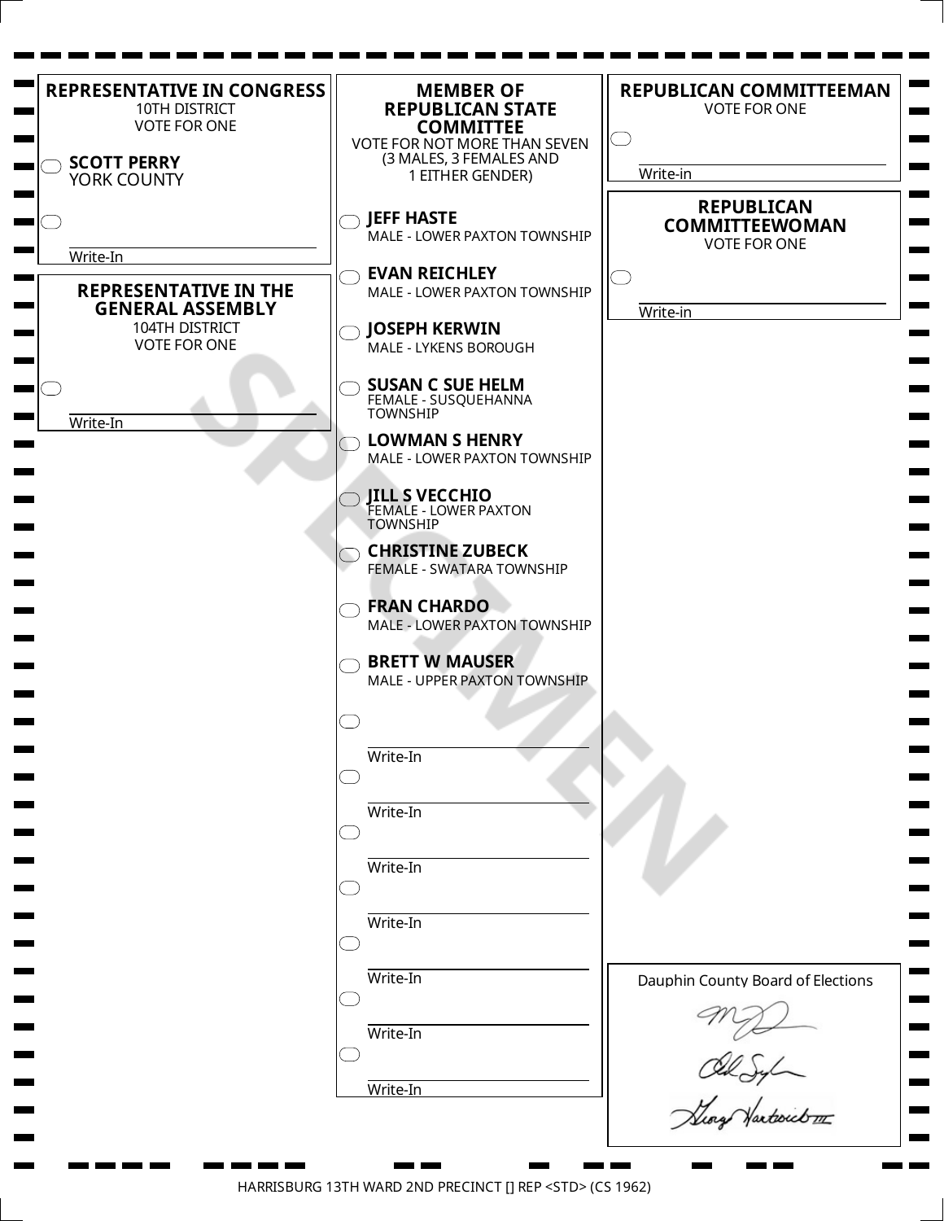## REPRESENTATIVE IN CONGRESS
10TH DISTRICT
VOTE FOR ONE

- SCOTT PERRY
  YORK COUNTY
- Write-In

## REPRESENTATIVE IN THE GENERAL ASSEMBLY
104TH DISTRICT
VOTE FOR ONE

- Write-In

## MEMBER OF REPUBLICAN STATE COMMITTEE
VOTE FOR NOT MORE THAN SEVEN
(3 MALES, 3 FEMALES AND
1 EITHER GENDER)

- **JEFF HASTE**
  MALE - LOWER PAXTON TOWNSHIP
- **EVAN REICHLEY**
  MALE - LOWER PAXTON TOWNSHIP
- **JOSEPH KERWIN**
  MALE - LYKENS BOROUGH
- **SUSAN C SUE HELM**
  FEMALE - SUSQUEHANNA TOWNSHIP
- **LOWMAN S HENRY**
  MALE - LOWER PAXTON TOWNSHIP
- **JILL S VECCHIO**
  FEMALE - LOWER PAXTON TOWNSHIP
- **CHRISTINE ZUBECK**
  FEMALE - SWATARA TOWNSHIP
- **FRAN CHARDO**
  MALE - LOWER PAXTON TOWNSHIP
- **BRETT W MAUSER**
  MALE - UPPER PAXTON TOWNSHIP
- Write-In
- Write-In
- Write-In
- Write-In
- Write-In
- Write-In
- Write-In

## REPUBLICAN COMMITTEEMAN
VOTE FOR ONE

- Write-in

## REPUBLICAN COMMITTEEWOMAN
VOTE FOR ONE

- Write-in

SPECIMEN

Dauphin County Board of Elections

HARRISBURG 13TH WARD 2ND PRECINCT [] REP <STD> (CS 1962)